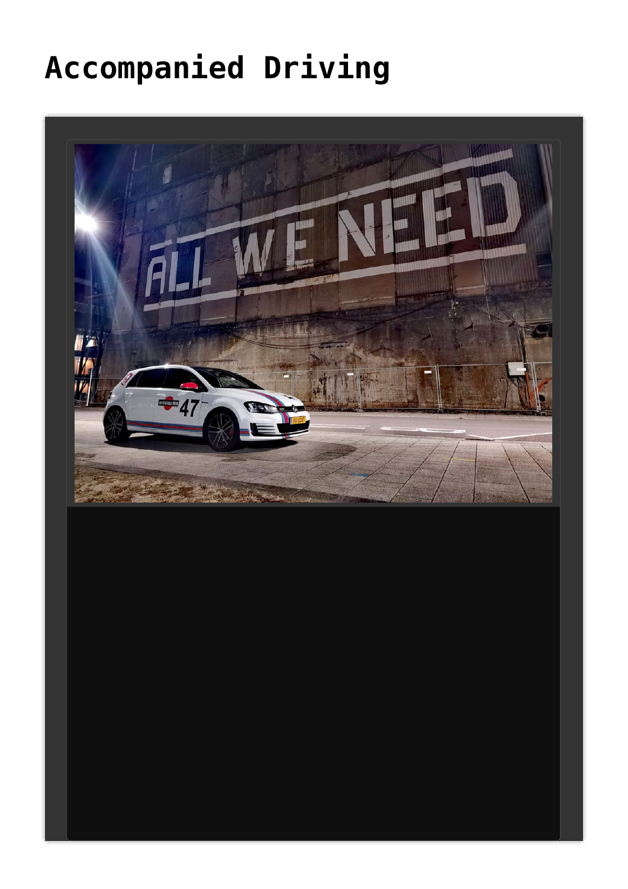# Accompanied Driving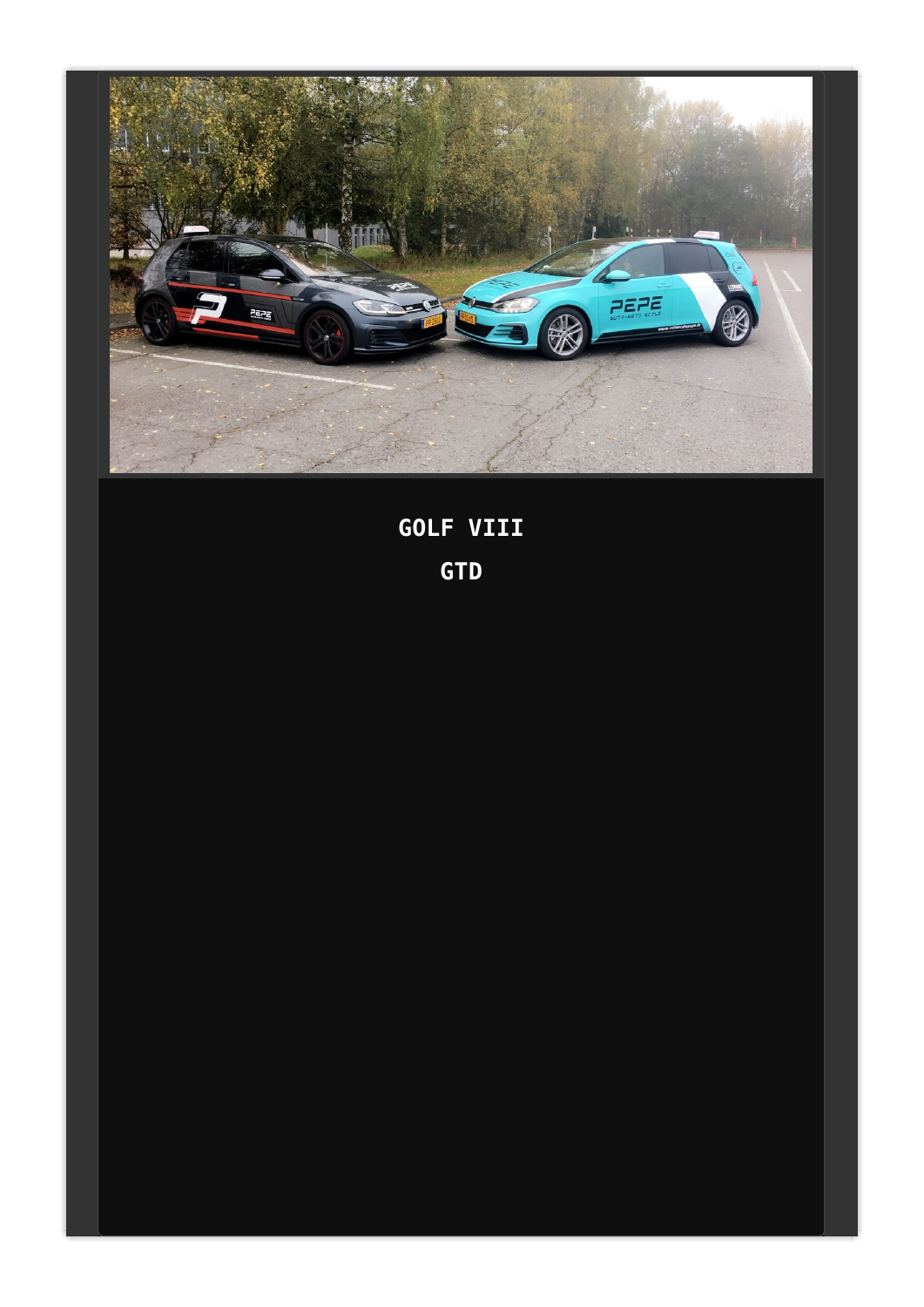**GOLF VIII**

**GTD**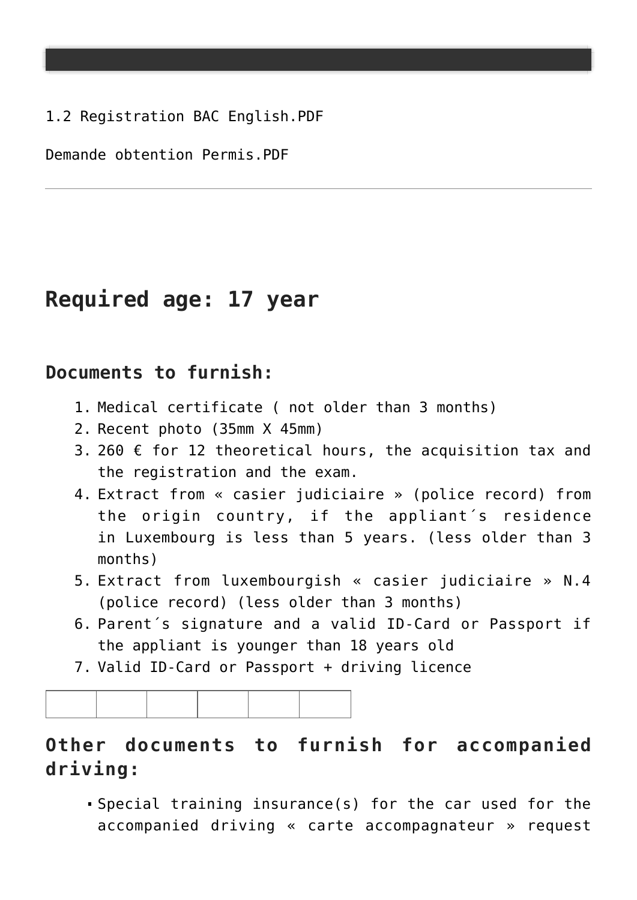1.2 Registration BAC English.PDF

Demande obtention Permis.PDF

---

## Required age: 17 year

### Documents to furnish:

1. Medical certificate ( not older than 3 months)
2. Recent photo (35mm X 45mm)
3. 260 € for 12 theoretical hours, the acquisition tax and the registration and the exam.
4. Extract from « casier judiciaire » (police record) from the origin country, if the appliant´s residence in Luxembourg is less than 5 years. (less older than 3 months)
5. Extract from luxembourgish « casier judiciaire » N.4 (police record) (less older than 3 months)
6. Parent´s signature and a valid ID-Card or Passport if the appliant is younger than 18 years old
7. Valid ID-Card or Passport + driving licence

| | | | | | |
|---|---|---|---|---|---|

### Other documents to furnish for accompanied driving:

- Special training insurance(s) for the car used for the accompanied driving « carte accompagnateur » request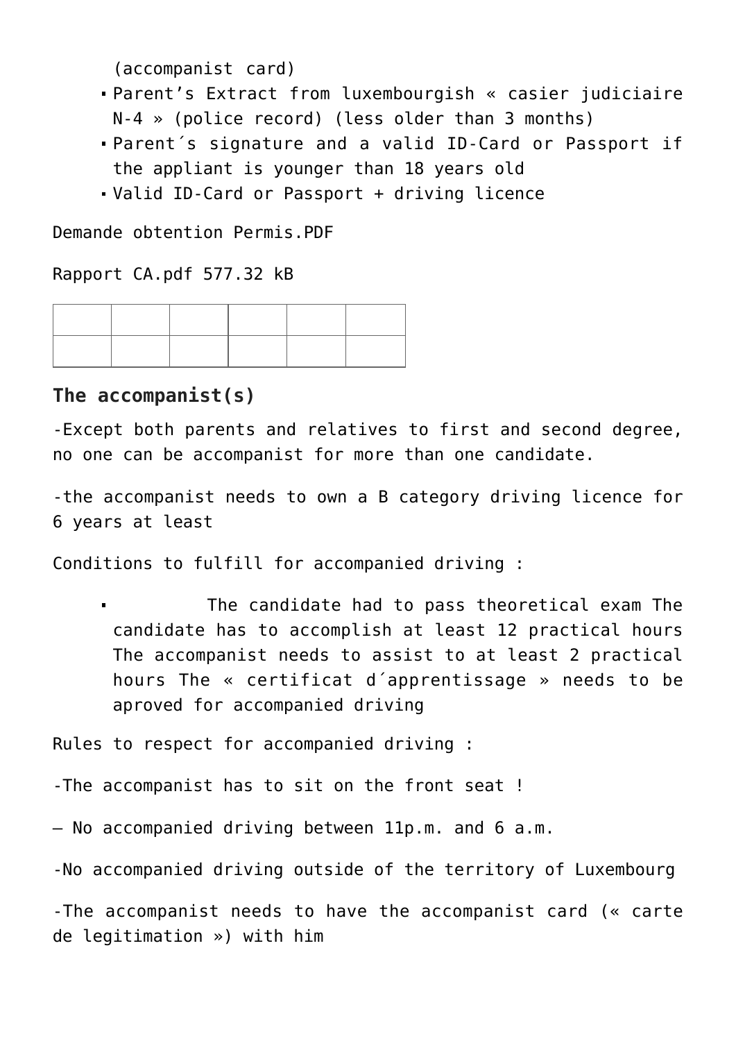(accompanist card)

- Parent's Extract from luxembourgish « casier judiciaire N-4 » (police record) (less older than 3 months)
- Parent´s signature and a valid ID-Card or Passport if the appliant is younger than 18 years old
- Valid ID-Card or Passport + driving licence

Demande obtention Permis.PDF

Rapport CA.pdf 577.32 kB

| | | | | | |
|---|---|---|---|---|---|
| | | | | | |

### The accompanist(s)

-Except both parents and relatives to first and second degree, no one can be accompanist for more than one candidate.

-the accompanist needs to own a B category driving licence for 6 years at least

Conditions to fulfill for accompanied driving :

- The candidate had to pass theoretical exam The candidate has to accomplish at least 12 practical hours The accompanist needs to assist to at least 2 practical hours The « certificat d´apprentissage » needs to be aproved for accompanied driving

Rules to respect for accompanied driving :

-The accompanist has to sit on the front seat !

– No accompanied driving between 11p.m. and 6 a.m.

-No accompanied driving outside of the territory of Luxembourg

-The accompanist needs to have the accompanist card (« carte de legitimation ») with him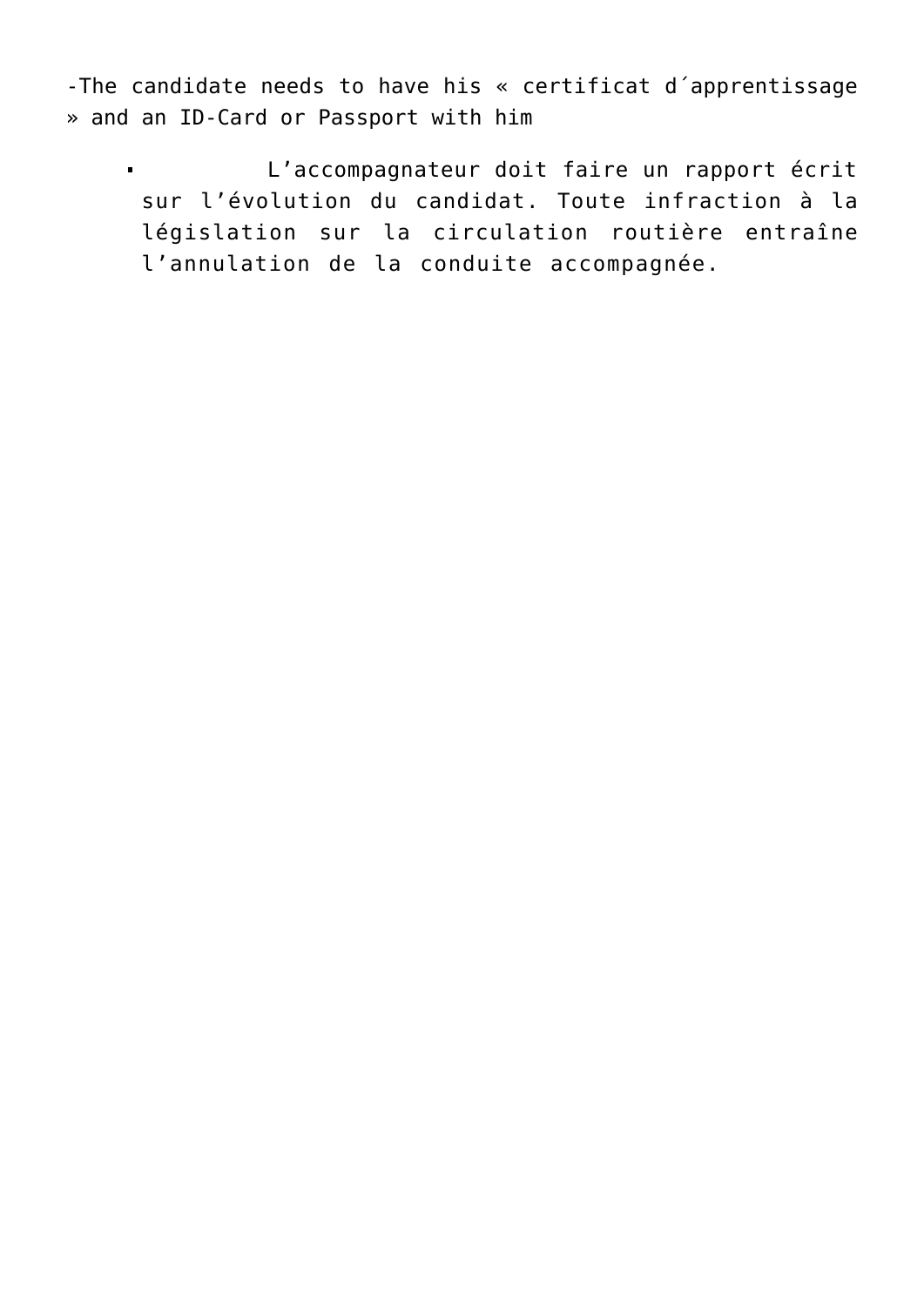-The candidate needs to have his « certificat d´apprentissage » and an ID-Card or Passport with him

- L'accompagnateur doit faire un rapport écrit sur l'évolution du candidat. Toute infraction à la législation sur la circulation routière entraîne l'annulation de la conduite accompagnée.